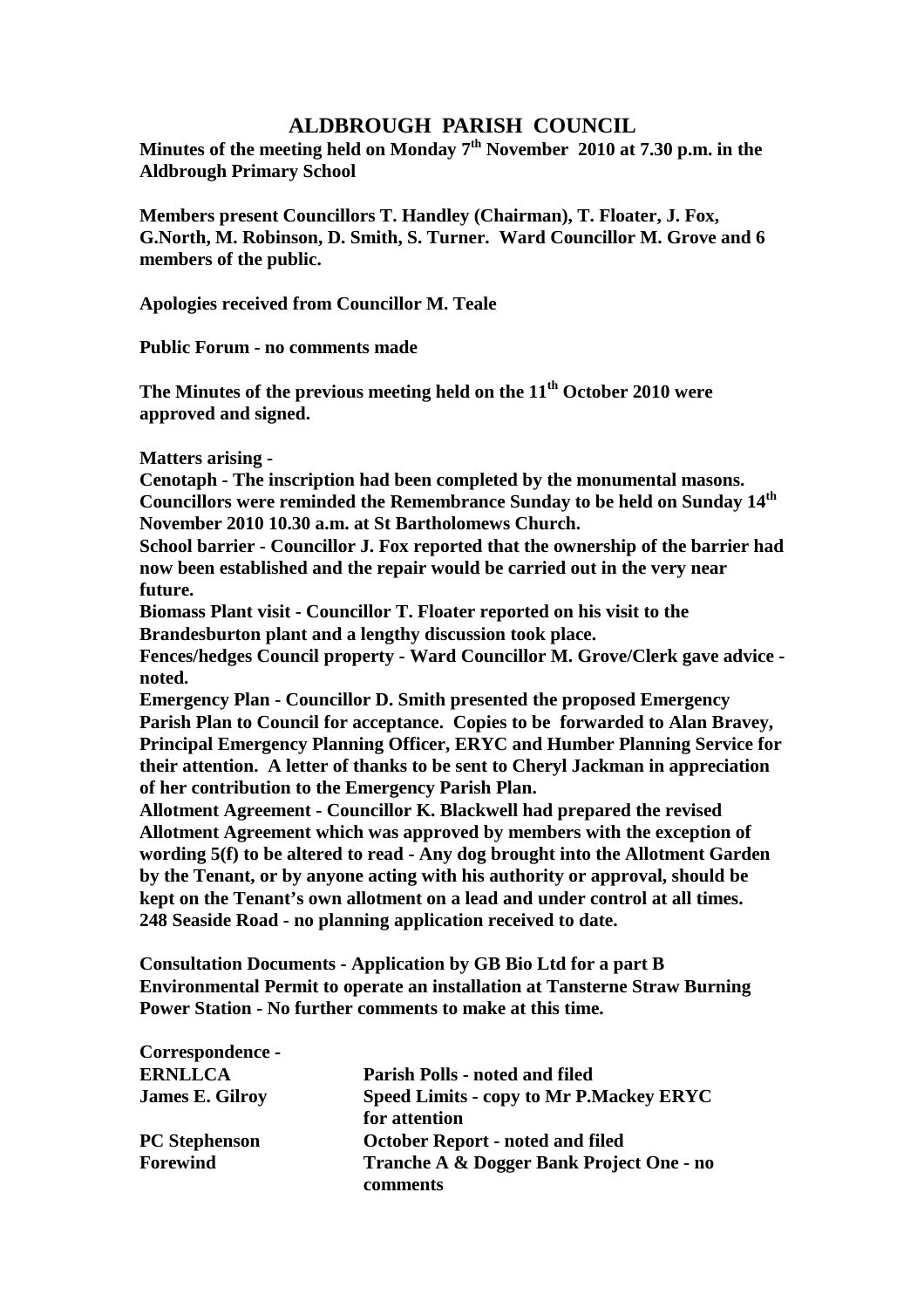# ALDBROUGH PARISH COUNCIL

**Minutes of the meeting held on Monday 7th November 2010 at 7.30 p.m. in the Aldbrough Primary School**

**Members present Councillors T. Handley (Chairman), T. Floater, J. Fox, G.North, M. Robinson, D. Smith, S. Turner. Ward Councillor M. Grove and 6 members of the public.**

**Apologies received from Councillor M. Teale**

**Public Forum - no comments made**

**The Minutes of the previous meeting held on the 11th October 2010 were approved and signed.**

**Matters arising -**

**Cenotaph - The inscription had been completed by the monumental masons. Councillors were reminded the Remembrance Sunday to be held on Sunday 14th November 2010 10.30 a.m. at St Bartholomews Church.**

**School barrier - Councillor J. Fox reported that the ownership of the barrier had now been established and the repair would be carried out in the very near future.**

**Biomass Plant visit - Councillor T. Floater reported on his visit to the Brandesburton plant and a lengthy discussion took place.**

**Fences/hedges Council property - Ward Councillor M. Grove/Clerk gave advice - noted.**

**Emergency Plan - Councillor D. Smith presented the proposed Emergency Parish Plan to Council for acceptance. Copies to be forwarded to Alan Bravey, Principal Emergency Planning Officer, ERYC and Humber Planning Service for their attention. A letter of thanks to be sent to Cheryl Jackman in appreciation of her contribution to the Emergency Parish Plan.**

**Allotment Agreement - Councillor K. Blackwell had prepared the revised Allotment Agreement which was approved by members with the exception of wording 5(f) to be altered to read - Any dog brought into the Allotment Garden by the Tenant, or by anyone acting with his authority or approval, should be kept on the Tenant's own allotment on a lead and under control at all times.**

**248 Seaside Road - no planning application received to date.**

**Consultation Documents - Application by GB Bio Ltd for a part B Environmental Permit to operate an installation at Tansterne Straw Burning Power Station - No further comments to make at this time.**

**Correspondence -**

| | |
|---|---|
| **ERNLLCA** | **Parish Polls - noted and filed** |
| **James E. Gilroy** | **Speed Limits - copy to Mr P.Mackey ERYC for attention** |
| **PC Stephenson** | **October Report - noted and filed** |
| **Forewind** | **Tranche A & Dogger Bank Project One - no comments** |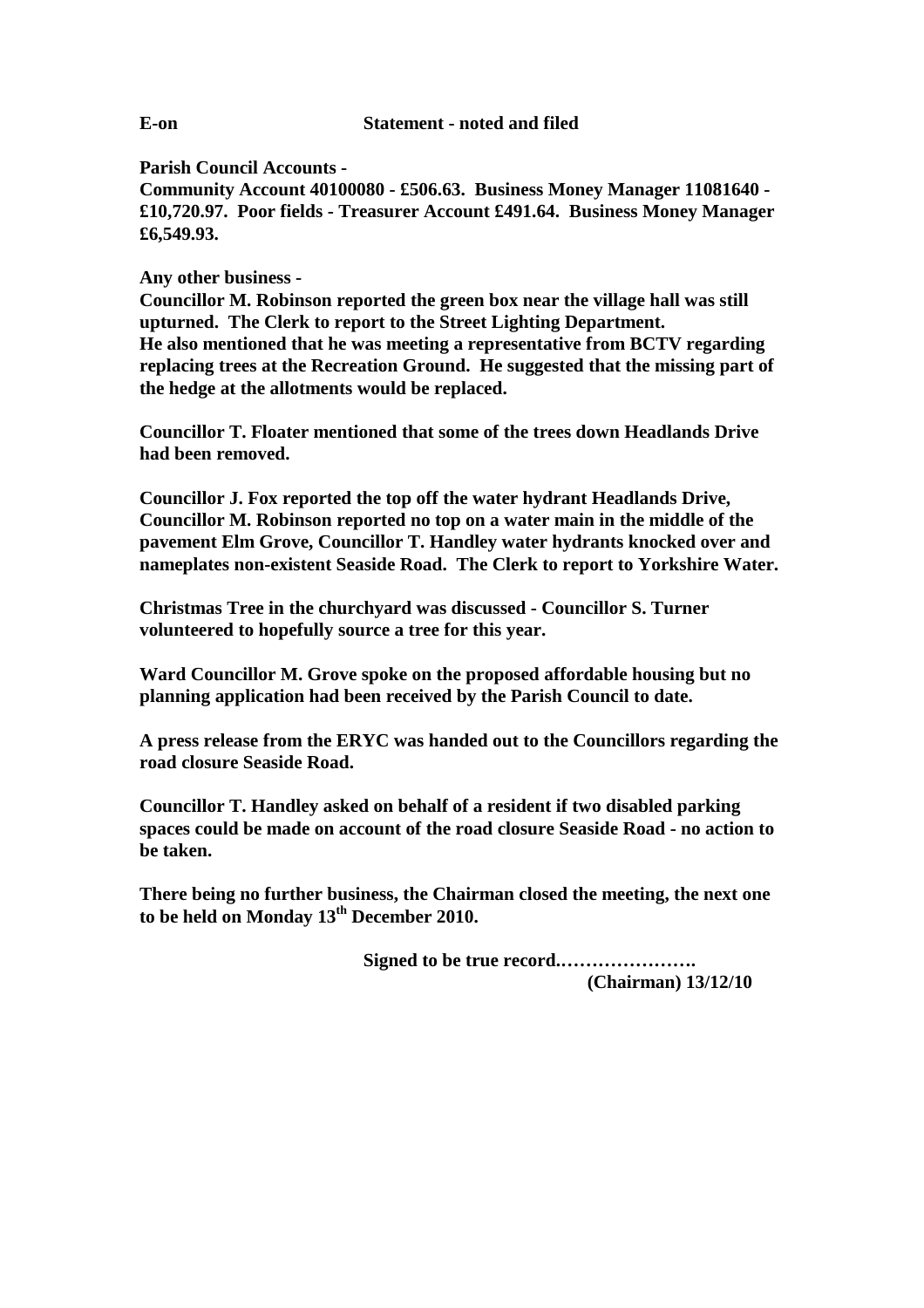**E-on** **Statement - noted and filed**

**Parish Council Accounts -**
**Community Account 40100080 - £506.63. Business Money Manager 11081640 - £10,720.97. Poor fields - Treasurer Account £491.64. Business Money Manager £6,549.93.**

**Any other business -**
**Councillor M. Robinson reported the green box near the village hall was still upturned. The Clerk to report to the Street Lighting Department.**
**He also mentioned that he was meeting a representative from BCTV regarding replacing trees at the Recreation Ground. He suggested that the missing part of the hedge at the allotments would be replaced.**

**Councillor T. Floater mentioned that some of the trees down Headlands Drive had been removed.**

**Councillor J. Fox reported the top off the water hydrant Headlands Drive, Councillor M. Robinson reported no top on a water main in the middle of the pavement Elm Grove, Councillor T. Handley water hydrants knocked over and nameplates non-existent Seaside Road. The Clerk to report to Yorkshire Water.**

**Christmas Tree in the churchyard was discussed - Councillor S. Turner volunteered to hopefully source a tree for this year.**

**Ward Councillor M. Grove spoke on the proposed affordable housing but no planning application had been received by the Parish Council to date.**

**A press release from the ERYC was handed out to the Councillors regarding the road closure Seaside Road.**

**Councillor T. Handley asked on behalf of a resident if two disabled parking spaces could be made on account of the road closure Seaside Road - no action to be taken.**

**There being no further business, the Chairman closed the meeting, the next one to be held on Monday 13th December 2010.**

**Signed to be true record.………………….**
**(Chairman) 13/12/10**